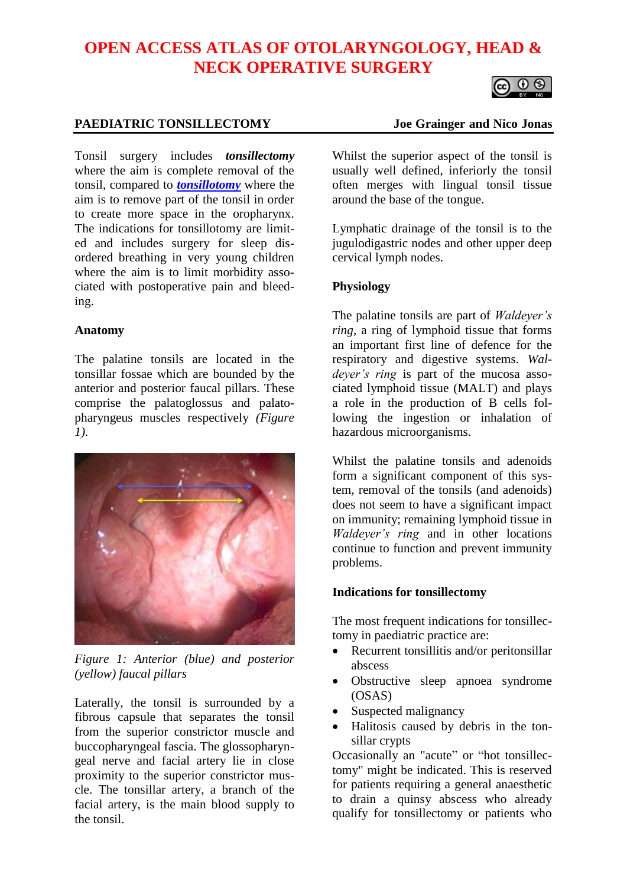# OPEN ACCESS ATLAS OF OTOLARYNGOLOGY, HEAD & NECK OPERATIVE SURGERY

## PAEDIATRIC TONSILLECTOMY

**Joe Grainger and Nico Jonas**

Tonsil surgery includes ***tonsillectomy*** where the aim is complete removal of the tonsil, compared to ***tonsillotomy*** where the aim is to remove part of the tonsil in order to create more space in the oropharynx. The indications for tonsillotomy are limited and includes surgery for sleep disordered breathing in very young children where the aim is to limit morbidity associated with postoperative pain and bleeding.

### Anatomy

The palatine tonsils are located in the tonsillar fossae which are bounded by the anterior and posterior faucal pillars. These comprise the palatoglossus and palatopharyngeus muscles respectively *(Figure 1).*

*Figure 1: Anterior (blue) and posterior (yellow) faucal pillars*

Laterally, the tonsil is surrounded by a fibrous capsule that separates the tonsil from the superior constrictor muscle and buccopharyngeal fascia. The glossopharyngeal nerve and facial artery lie in close proximity to the superior constrictor muscle. The tonsillar artery, a branch of the facial artery, is the main blood supply to the tonsil.

Whilst the superior aspect of the tonsil is usually well defined, inferiorly the tonsil often merges with lingual tonsil tissue around the base of the tongue.

Lymphatic drainage of the tonsil is to the jugulodigastric nodes and other upper deep cervical lymph nodes.

### Physiology

The palatine tonsils are part of *Waldeyer's ring*, a ring of lymphoid tissue that forms an important first line of defence for the respiratory and digestive systems. *Waldeyer's ring* is part of the mucosa associated lymphoid tissue (MALT) and plays a role in the production of B cells following the ingestion or inhalation of hazardous microorganisms.

Whilst the palatine tonsils and adenoids form a significant component of this system, removal of the tonsils (and adenoids) does not seem to have a significant impact on immunity; remaining lymphoid tissue in *Waldeyer's ring* and in other locations continue to function and prevent immunity problems.

### Indications for tonsillectomy

The most frequent indications for tonsillectomy in paediatric practice are:

- Recurrent tonsillitis and/or peritonsillar abscess
- Obstructive sleep apnoea syndrome (OSAS)
- Suspected malignancy
- Halitosis caused by debris in the tonsillar crypts

Occasionally an "acute" or "hot tonsillectomy" might be indicated. This is reserved for patients requiring a general anaesthetic to drain a quinsy abscess who already qualify for tonsillectomy or patients who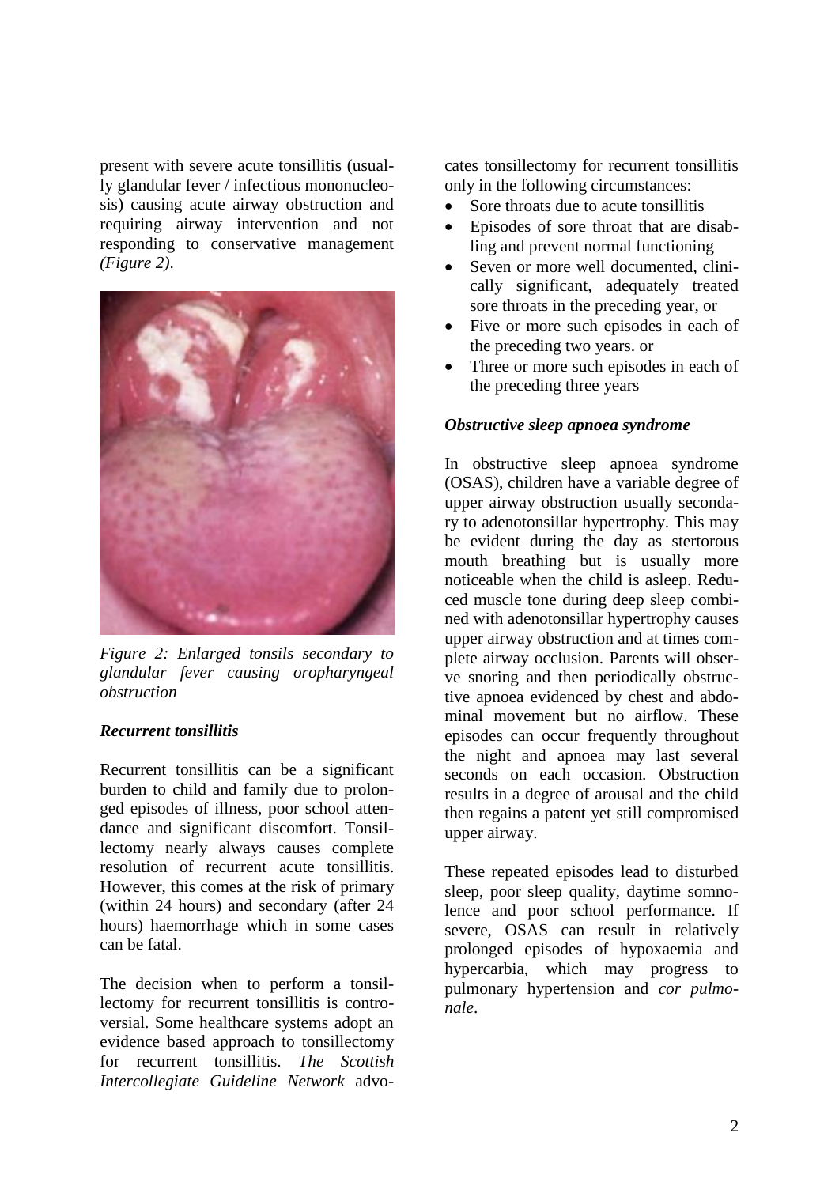present with severe acute tonsillitis (usually glandular fever / infectious mononucleosis) causing acute airway obstruction and requiring airway intervention and not responding to conservative management *(Figure 2)*.

*Figure 2: Enlarged tonsils secondary to glandular fever causing oropharyngeal obstruction*

### *Recurrent tonsillitis*

Recurrent tonsillitis can be a significant burden to child and family due to prolonged episodes of illness, poor school attendance and significant discomfort. Tonsillectomy nearly always causes complete resolution of recurrent acute tonsillitis. However, this comes at the risk of primary (within 24 hours) and secondary (after 24 hours) haemorrhage which in some cases can be fatal.

The decision when to perform a tonsillectomy for recurrent tonsillitis is controversial. Some healthcare systems adopt an evidence based approach to tonsillectomy for recurrent tonsillitis. *The Scottish Intercollegiate Guideline Network* advocates tonsillectomy for recurrent tonsillitis only in the following circumstances:

- Sore throats due to acute tonsillitis
- Episodes of sore throat that are disabling and prevent normal functioning
- Seven or more well documented, clinically significant, adequately treated sore throats in the preceding year, or
- Five or more such episodes in each of the preceding two years. or
- Three or more such episodes in each of the preceding three years

### *Obstructive sleep apnoea syndrome*

In obstructive sleep apnoea syndrome (OSAS), children have a variable degree of upper airway obstruction usually secondary to adenotonsillar hypertrophy. This may be evident during the day as stertorous mouth breathing but is usually more noticeable when the child is asleep. Reduced muscle tone during deep sleep combined with adenotonsillar hypertrophy causes upper airway obstruction and at times complete airway occlusion. Parents will observe snoring and then periodically obstructive apnoea evidenced by chest and abdominal movement but no airflow. These episodes can occur frequently throughout the night and apnoea may last several seconds on each occasion. Obstruction results in a degree of arousal and the child then regains a patent yet still compromised upper airway.

These repeated episodes lead to disturbed sleep, poor sleep quality, daytime somnolence and poor school performance. If severe, OSAS can result in relatively prolonged episodes of hypoxaemia and hypercarbia, which may progress to pulmonary hypertension and *cor pulmonale*.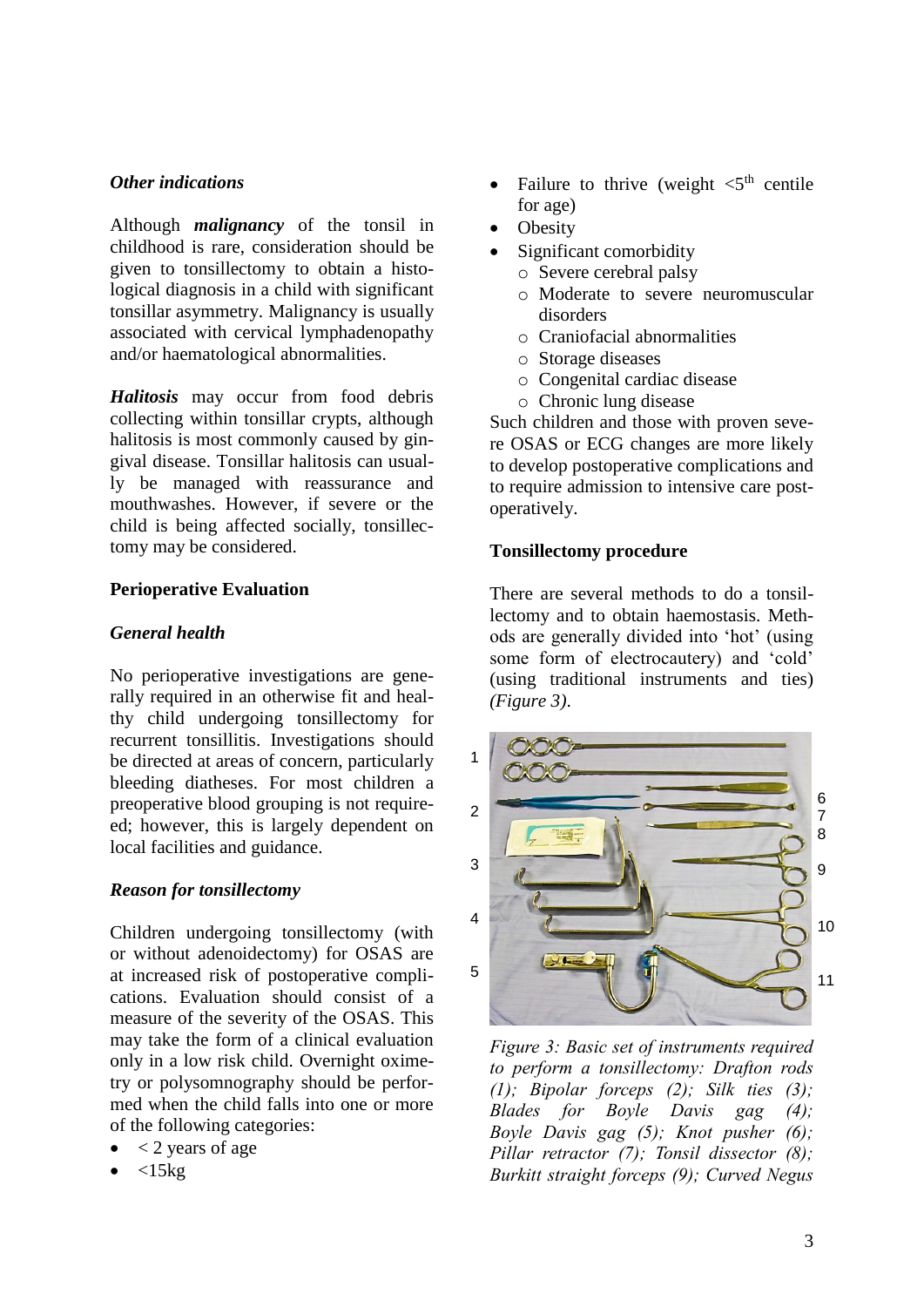### *Other indications*

Although ***malignancy*** of the tonsil in childhood is rare, consideration should be given to tonsillectomy to obtain a histological diagnosis in a child with significant tonsillar asymmetry. Malignancy is usually associated with cervical lymphadenopathy and/or haematological abnormalities.

***Halitosis*** may occur from food debris collecting within tonsillar crypts, although halitosis is most commonly caused by gingival disease. Tonsillar halitosis can usually be managed with reassurance and mouthwashes. However, if severe or the child is being affected socially, tonsillectomy may be considered.

## Perioperative Evaluation

### *General health*

No perioperative investigations are generally required in an otherwise fit and healthy child undergoing tonsillectomy for recurrent tonsillitis. Investigations should be directed at areas of concern, particularly bleeding diatheses. For most children a preoperative blood grouping is not required; however, this is largely dependent on local facilities and guidance.

### *Reason for tonsillectomy*

Children undergoing tonsillectomy (with or without adenoidectomy) for OSAS are at increased risk of postoperative complications. Evaluation should consist of a measure of the severity of the OSAS. This may take the form of a clinical evaluation only in a low risk child. Overnight oximetry or polysomnography should be performed when the child falls into one or more of the following categories:

- < 2 years of age
- <15kg
- Failure to thrive (weight <5th centile for age)
- Obesity
- Significant comorbidity
  - Severe cerebral palsy
  - Moderate to severe neuromuscular disorders
  - Craniofacial abnormalities
  - Storage diseases
  - Congenital cardiac disease
  - Chronic lung disease

Such children and those with proven severe OSAS or ECG changes are more likely to develop postoperative complications and to require admission to intensive care postoperatively.

## Tonsillectomy procedure

There are several methods to do a tonsillectomy and to obtain haemostasis. Methods are generally divided into 'hot' (using some form of electrocautery) and 'cold' (using traditional instruments and ties) *(Figure 3)*.

*Figure 3: Basic set of instruments required to perform a tonsillectomy: Drafton rods (1); Bipolar forceps (2); Silk ties (3); Blades for Boyle Davis gag (4); Boyle Davis gag (5); Knot pusher (6); Pillar retractor (7); Tonsil dissector (8); Burkitt straight forceps (9); Curved Negus*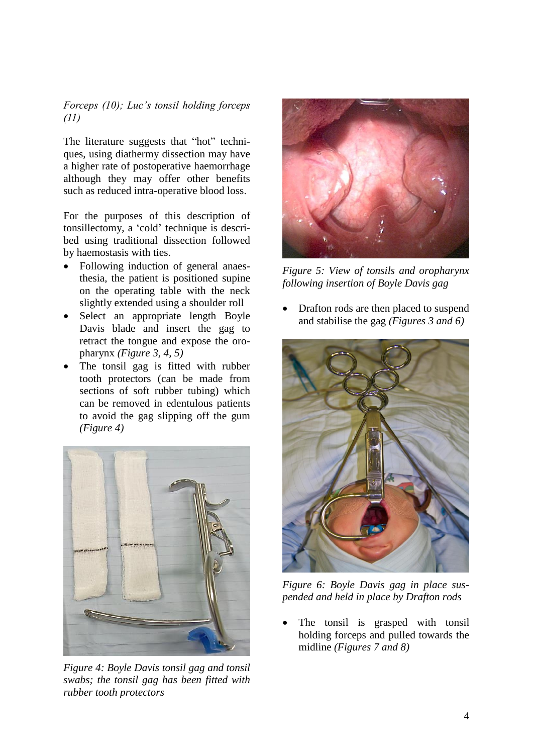*Forceps (10); Luc's tonsil holding forceps (11)*

The literature suggests that "hot" techniques, using diathermy dissection may have a higher rate of postoperative haemorrhage although they may offer other benefits such as reduced intra-operative blood loss.

For the purposes of this description of tonsillectomy, a 'cold' technique is described using traditional dissection followed by haemostasis with ties.

- Following induction of general anaesthesia, the patient is positioned supine on the operating table with the neck slightly extended using a shoulder roll
- Select an appropriate length Boyle Davis blade and insert the gag to retract the tongue and expose the oropharynx *(Figure 3, 4, 5)*
- The tonsil gag is fitted with rubber tooth protectors (can be made from sections of soft rubber tubing) which can be removed in edentulous patients to avoid the gag slipping off the gum *(Figure 4)*

*Figure 4: Boyle Davis tonsil gag and tonsil swabs; the tonsil gag has been fitted with rubber tooth protectors*

*Figure 5: View of tonsils and oropharynx following insertion of Boyle Davis gag*

- Drafton rods are then placed to suspend and stabilise the gag *(Figures 3 and 6)*

*Figure 6: Boyle Davis gag in place suspended and held in place by Drafton rods*

- The tonsil is grasped with tonsil holding forceps and pulled towards the midline *(Figures 7 and 8)*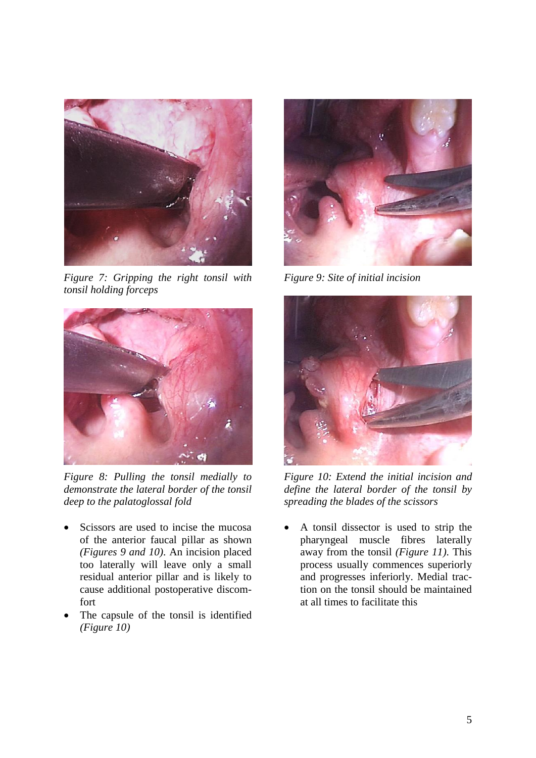*Figure 7: Gripping the right tonsil with tonsil holding forceps*

*Figure 8: Pulling the tonsil medially to demonstrate the lateral border of the tonsil deep to the palatoglossal fold*

- Scissors are used to incise the mucosa of the anterior faucal pillar as shown *(Figures 9 and 10)*. An incision placed too laterally will leave only a small residual anterior pillar and is likely to cause additional postoperative discomfort
- The capsule of the tonsil is identified *(Figure 10)*

*Figure 9: Site of initial incision*

*Figure 10: Extend the initial incision and define the lateral border of the tonsil by spreading the blades of the scissors*

- A tonsil dissector is used to strip the pharyngeal muscle fibres laterally away from the tonsil *(Figure 11)*. This process usually commences superiorly and progresses inferiorly. Medial traction on the tonsil should be maintained at all times to facilitate this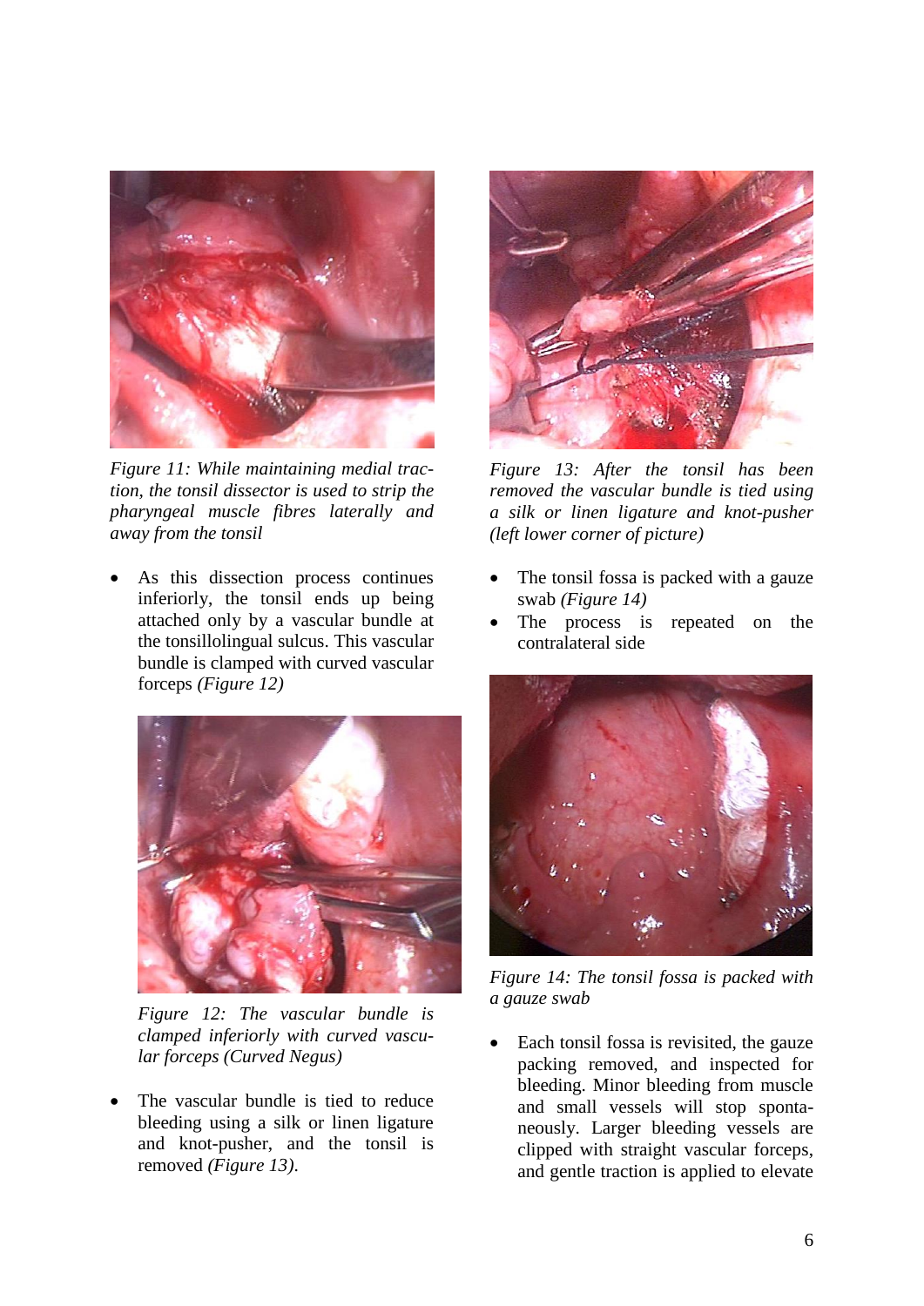*Figure 11: While maintaining medial traction, the tonsil dissector is used to strip the pharyngeal muscle fibres laterally and away from the tonsil*

- As this dissection process continues inferiorly, the tonsil ends up being attached only by a vascular bundle at the tonsillolingual sulcus. This vascular bundle is clamped with curved vascular forceps *(Figure 12)*

*Figure 12: The vascular bundle is clamped inferiorly with curved vascular forceps (Curved Negus)*

- The vascular bundle is tied to reduce bleeding using a silk or linen ligature and knot-pusher, and the tonsil is removed *(Figure 13)*.

*Figure 13: After the tonsil has been removed the vascular bundle is tied using a silk or linen ligature and knot-pusher (left lower corner of picture)*

- The tonsil fossa is packed with a gauze swab *(Figure 14)*
- The process is repeated on the contralateral side

*Figure 14: The tonsil fossa is packed with a gauze swab*

- Each tonsil fossa is revisited, the gauze packing removed, and inspected for bleeding. Minor bleeding from muscle and small vessels will stop spontaneously. Larger bleeding vessels are clipped with straight vascular forceps, and gentle traction is applied to elevate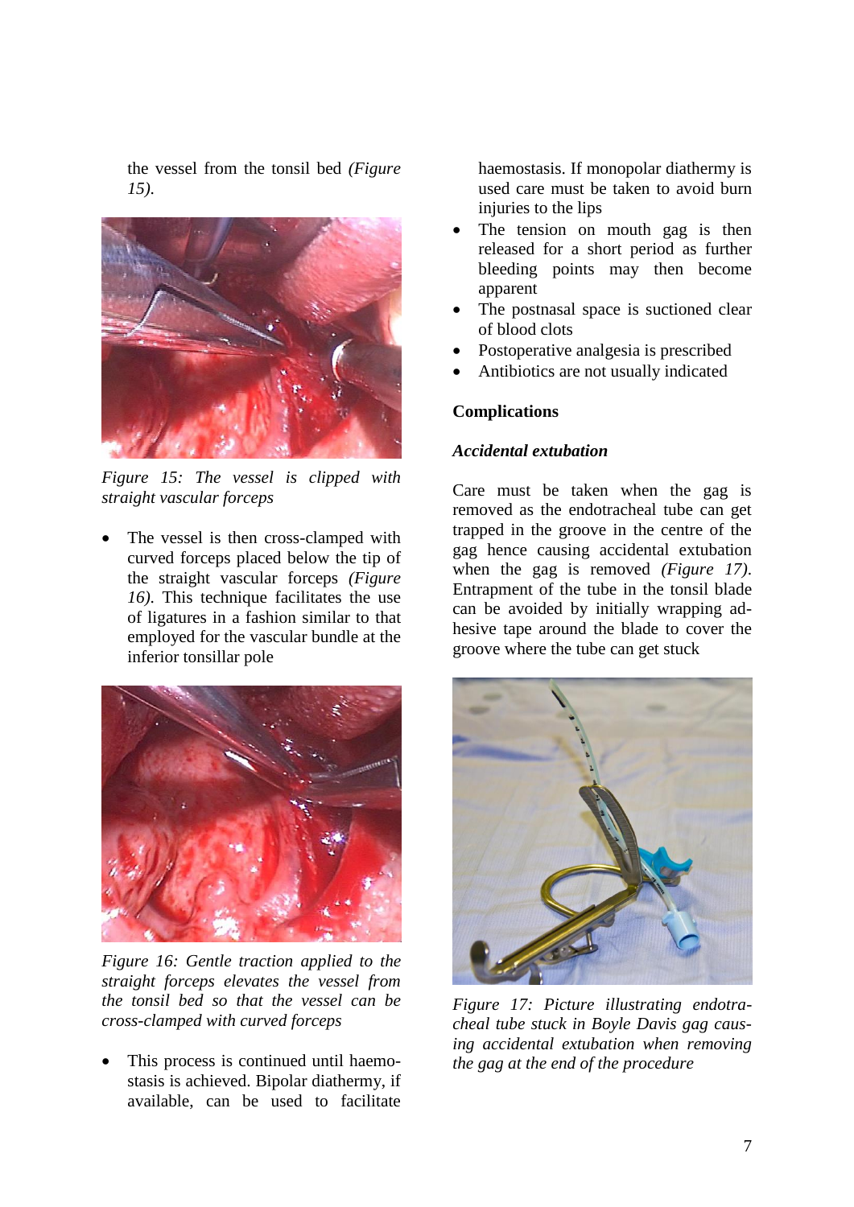the vessel from the tonsil bed *(Figure 15).*

*Figure 15: The vessel is clipped with straight vascular forceps*

- The vessel is then cross-clamped with curved forceps placed below the tip of the straight vascular forceps *(Figure 16).* This technique facilitates the use of ligatures in a fashion similar to that employed for the vascular bundle at the inferior tonsillar pole

*Figure 16: Gentle traction applied to the straight forceps elevates the vessel from the tonsil bed so that the vessel can be cross-clamped with curved forceps*

- This process is continued until haemostasis is achieved. Bipolar diathermy, if available, can be used to facilitate haemostasis. If monopolar diathermy is used care must be taken to avoid burn injuries to the lips
- The tension on mouth gag is then released for a short period as further bleeding points may then become apparent
- The postnasal space is suctioned clear of blood clots
- Postoperative analgesia is prescribed
- Antibiotics are not usually indicated

## Complications

### *Accidental extubation*

Care must be taken when the gag is removed as the endotracheal tube can get trapped in the groove in the centre of the gag hence causing accidental extubation when the gag is removed *(Figure 17).* Entrapment of the tube in the tonsil blade can be avoided by initially wrapping adhesive tape around the blade to cover the groove where the tube can get stuck

*Figure 17: Picture illustrating endotracheal tube stuck in Boyle Davis gag causing accidental extubation when removing the gag at the end of the procedure*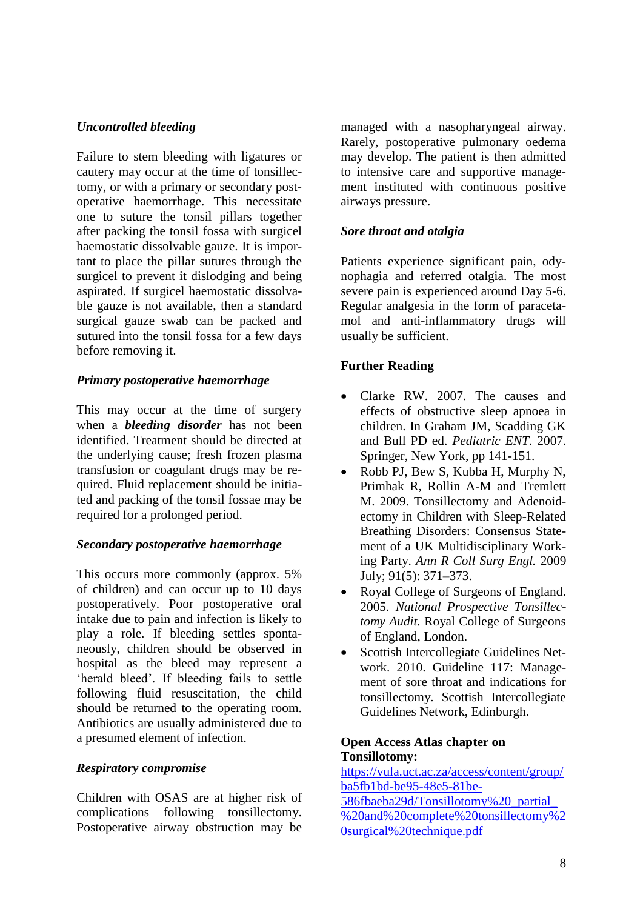### *Uncontrolled bleeding*

Failure to stem bleeding with ligatures or cautery may occur at the time of tonsillectomy, or with a primary or secondary postoperative haemorrhage. This necessitate one to suture the tonsil pillars together after packing the tonsil fossa with surgicel haemostatic dissolvable gauze. It is important to place the pillar sutures through the surgicel to prevent it dislodging and being aspirated. If surgicel haemostatic dissolvable gauze is not available, then a standard surgical gauze swab can be packed and sutured into the tonsil fossa for a few days before removing it.

### *Primary postoperative haemorrhage*

This may occur at the time of surgery when a ***bleeding disorder*** has not been identified. Treatment should be directed at the underlying cause; fresh frozen plasma transfusion or coagulant drugs may be required. Fluid replacement should be initiated and packing of the tonsil fossae may be required for a prolonged period.

### *Secondary postoperative haemorrhage*

This occurs more commonly (approx. 5% of children) and can occur up to 10 days postoperatively. Poor postoperative oral intake due to pain and infection is likely to play a role. If bleeding settles spontaneously, children should be observed in hospital as the bleed may represent a 'herald bleed'. If bleeding fails to settle following fluid resuscitation, the child should be returned to the operating room. Antibiotics are usually administered due to a presumed element of infection.

### *Respiratory compromise*

Children with OSAS are at higher risk of complications following tonsillectomy. Postoperative airway obstruction may be managed with a nasopharyngeal airway. Rarely, postoperative pulmonary oedema may develop. The patient is then admitted to intensive care and supportive management instituted with continuous positive airways pressure.

### *Sore throat and otalgia*

Patients experience significant pain, odynophagia and referred otalgia. The most severe pain is experienced around Day 5-6. Regular analgesia in the form of paracetamol and anti-inflammatory drugs will usually be sufficient.

## Further Reading

- Clarke RW. 2007. The causes and effects of obstructive sleep apnoea in children. In Graham JM, Scadding GK and Bull PD ed. *Pediatric ENT*. 2007. Springer, New York, pp 141-151.
- Robb PJ, Bew S, Kubba H, Murphy N, Primhak R, Rollin A-M and Tremlett M. 2009. Tonsillectomy and Adenoidectomy in Children with Sleep-Related Breathing Disorders: Consensus Statement of a UK Multidisciplinary Working Party. *Ann R Coll Surg Engl.* 2009 July; 91(5): 371–373.
- Royal College of Surgeons of England. 2005. *National Prospective Tonsillectomy Audit.* Royal College of Surgeons of England, London.
- Scottish Intercollegiate Guidelines Network. 2010. Guideline 117: Management of sore throat and indications for tonsillectomy. Scottish Intercollegiate Guidelines Network, Edinburgh.

**Open Access Atlas chapter on Tonsillotomy:**
https://vula.uct.ac.za/access/content/group/ba5fb1bd-be95-48e5-81be-586fbaeba29d/Tonsillotomy%20_partial_%20and%20complete%20tonsillectomy%20surgical%20technique.pdf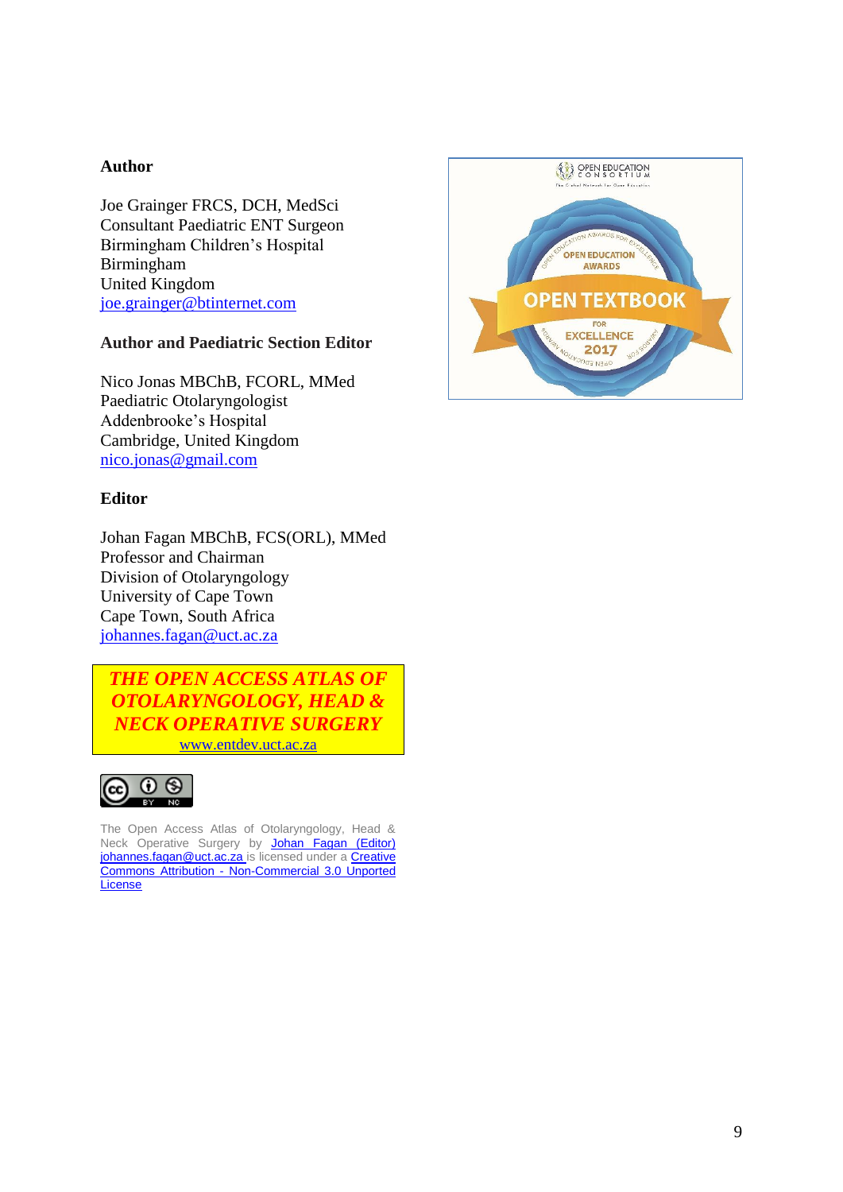### Author

Joe Grainger FRCS, DCH, MedSci
Consultant Paediatric ENT Surgeon
Birmingham Children's Hospital
Birmingham
United Kingdom
[joe.grainger@btinternet.com](mailto:joe.grainger@btinternet.com)

### Author and Paediatric Section Editor

Nico Jonas MBChB, FCORL, MMed
Paediatric Otolaryngologist
Addenbrooke's Hospital
Cambridge, United Kingdom
[nico.jonas@gmail.com](mailto:nico.jonas@gmail.com)

### Editor

Johan Fagan MBChB, FCS(ORL), MMed
Professor and Chairman
Division of Otolaryngology
University of Cape Town
Cape Town, South Africa
[johannes.fagan@uct.ac.za](mailto:johannes.fagan@uct.ac.za)

***THE OPEN ACCESS ATLAS OF OTOLARYNGOLOGY, HEAD & NECK OPERATIVE SURGERY***
[www.entdev.uct.ac.za](http://www.entdev.uct.ac.za)

The Open Access Atlas of Otolaryngology, Head & Neck Operative Surgery by Johan Fagan (Editor) johannes.fagan@uct.ac.za is licensed under a Creative Commons Attribution - Non-Commercial 3.0 Unported License